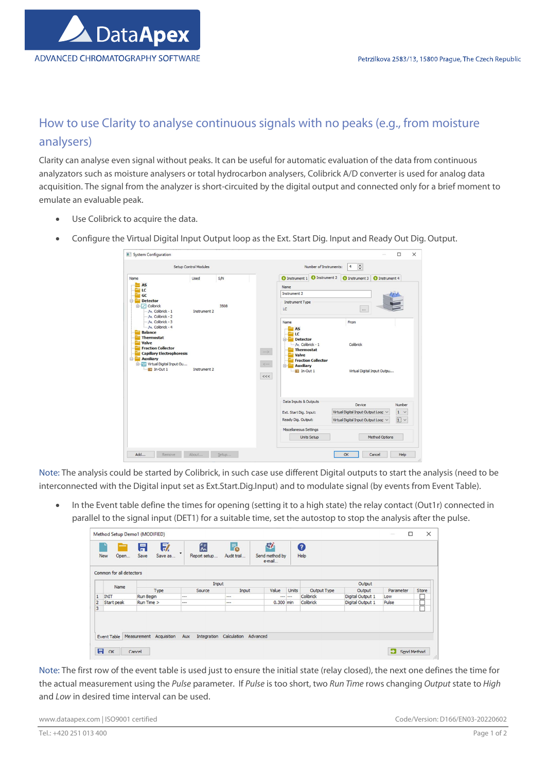# How to use Clarity to analyse continuous signals with no peaks (e.g., from moisture analysers)

Clarity can analyse even signal without peaks. It can be useful for automatic evaluation of the data from continuous analyzators such as moisture analysers or total hydrocarbon analysers, Colibrick A/D converter is used for analog data acquisition. The signal from the analyzer is short-circuited by the digital output and connected only for a brief moment to emulate an evaluable peak.

- Use Colibrick to acquire the data.
- Configure the Virtual Digital Input Output loop as the Ext. Start Dig. Input and Ready Out Dig. Output.

Note: The analysis could be started by Colibrick, in such case use different Digital outputs to start the analysis (need to be interconnected with the Digital input set as Ext.Start.Dig.Input) and to modulate signal (by events from Event Table).

- In the Event table define the times for opening (setting it to a high state) the relay contact (Out1r) connected in parallel to the signal input (DET1) for a suitable time, set the autostop to stop the analysis after the pulse.

Note: The first row of the event table is used just to ensure the initial state (relay closed), the next one defines the time for the actual measurement using the *Pulse* parameter. If *Pulse* is too short, two *Run Time* rows changing *Output* state to *High* and *Low* in desired time interval can be used.

www.dataapex.com | ISO9001 certified

Code/Version: D166/EN03-20220602

Tel.: +420 251 013 400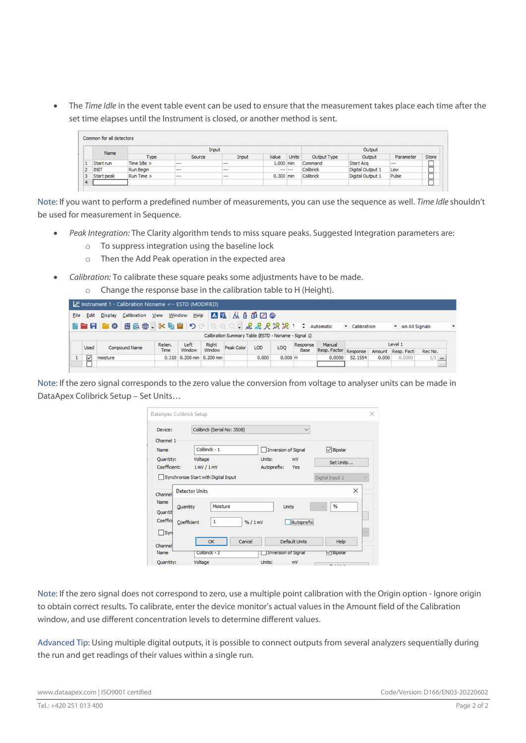- The *Time Idle* in the event table event can be used to ensure that the measurement takes place each time after the set time elapses until the Instrument is closed, or another method is sent.

Common for all detectors

| | Name | Input | | | | | Output | | | |
|---|---|---|---|---|---|---|---|---|---|---|
| | | Type | Source | Input | Value | Units | Output Type | Output | Parameter | Store |
| 1 | Start run | Time Idle > | --- | --- | 1.000 | min | Command | Start Acq | --- | ☐ |
| 2 | INIT | Run Begin | --- | --- | --- | --- | Colibrick | Digital Output 1 | Low | ☐ |
| 3 | Start peak | Run Time > | --- | --- | 0.300 | min | Colibrick | Digital Output 1 | Pulse | ☐ |
| 4 | | | | | | | | | | ☐ |

Note: If you want to perform a predefined number of measurements, you can use the sequence as well. *Time Idle* shouldn't be used for measurement in Sequence.

- *Peak Integration:* The Clarity algorithm tends to miss square peaks. Suggested Integration parameters are:
  - To suppress integration using the baseline lock
  - Then the Add Peak operation in the expected area
- *Calibration:* To calibrate these square peaks some adjustments have to be made.
  - Change the response base in the calibration table to H (Height).

Calibration Summary Table (ESTD - Noname - Signal 1)

| | Used | Compound Name | Reten. Time | Left Window | Right Window | Peak Color | LOD | LOQ | Response Base | Manual Resp. Factor | Level 1 | | | | |
|---|---|---|---|---|---|---|---|---|---|---|---|---|---|---|---|
| | | | | | | | | | | | Response | Amount | Resp. Fact | Rec No. | |
| 1 | ☑ | moisture | 0.310 | 0.200 min | 0.200 min | | 0.000 | 0.000 | H | 0.0000 | 52.1554 | 0.000 | 0.0000 | 1/1 | ... |

Note: If the zero signal corresponds to the zero value the conversion from voltage to analyser units can be made in DataApex Colibrick Setup – Set Units…

Note: If the zero signal does not correspond to zero, use a multiple point calibration with the Origin option - Ignore origin to obtain correct results. To calibrate, enter the device monitor's actual values in the Amount field of the Calibration window, and use different concentration levels to determine different values.

Advanced Tip: Using multiple digital outputs, it is possible to connect outputs from several analyzers sequentially during the run and get readings of their values within a single run.